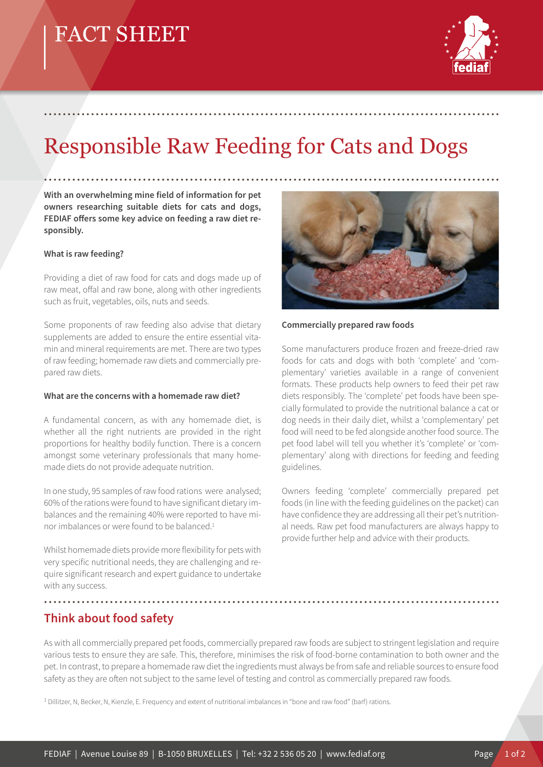# FACT SHEET

# Responsible Raw Feeding for Cats and Dogs

**With an overwhelming mine field of information for pet owners researching suitable diets for cats and dogs, FEDIAF offers some key advice on feeding a raw diet responsibly.**

**What is raw feeding?**

Providing a diet of raw food for cats and dogs made up of raw meat, offal and raw bone, along with other ingredients such as fruit, vegetables, oils, nuts and seeds.

Some proponents of raw feeding also advise that dietary supplements are added to ensure the entire essential vitamin and mineral requirements are met. There are two types of raw feeding; homemade raw diets and commercially prepared raw diets.

**What are the concerns with a homemade raw diet?**

A fundamental concern, as with any homemade diet, is whether all the right nutrients are provided in the right proportions for healthy bodily function. There is a concern amongst some veterinary professionals that many homemade diets do not provide adequate nutrition.

In one study, 95 samples of raw food rations were analysed; 60% of the rations were found to have significant dietary imbalances and the remaining 40% were reported to have minor imbalances or were found to be balanced.[1]

Whilst homemade diets provide more flexibility for pets with very specific nutritional needs, they are challenging and require significant research and expert guidance to undertake with any success.

**Commercially prepared raw foods**

Some manufacturers produce frozen and freeze-dried raw foods for cats and dogs with both 'complete' and 'complementary' varieties available in a range of convenient formats. These products help owners to feed their pet raw diets responsibly. The 'complete' pet foods have been specially formulated to provide the nutritional balance a cat or dog needs in their daily diet, whilst a 'complementary' pet food will need to be fed alongside another food source. The pet food label will tell you whether it's 'complete' or 'complementary' along with directions for feeding and feeding guidelines.

Owners feeding 'complete' commercially prepared pet foods (in line with the feeding guidelines on the packet) can have confidence they are addressing all their pet's nutritional needs. Raw pet food manufacturers are always happy to provide further help and advice with their products.

## Think about food safety

As with all commercially prepared pet foods, commercially prepared raw foods are subject to stringent legislation and require various tests to ensure they are safe. This, therefore, minimises the risk of food-borne contamination to both owner and the pet. In contrast, to prepare a homemade raw diet the ingredients must always be from safe and reliable sources to ensure food safety as they are often not subject to the same level of testing and control as commercially prepared raw foods.

[1] Dillitzer, N, Becker, N, Kienzle, E. Frequency and extent of nutritional imbalances in "bone and raw food" (barf) rations.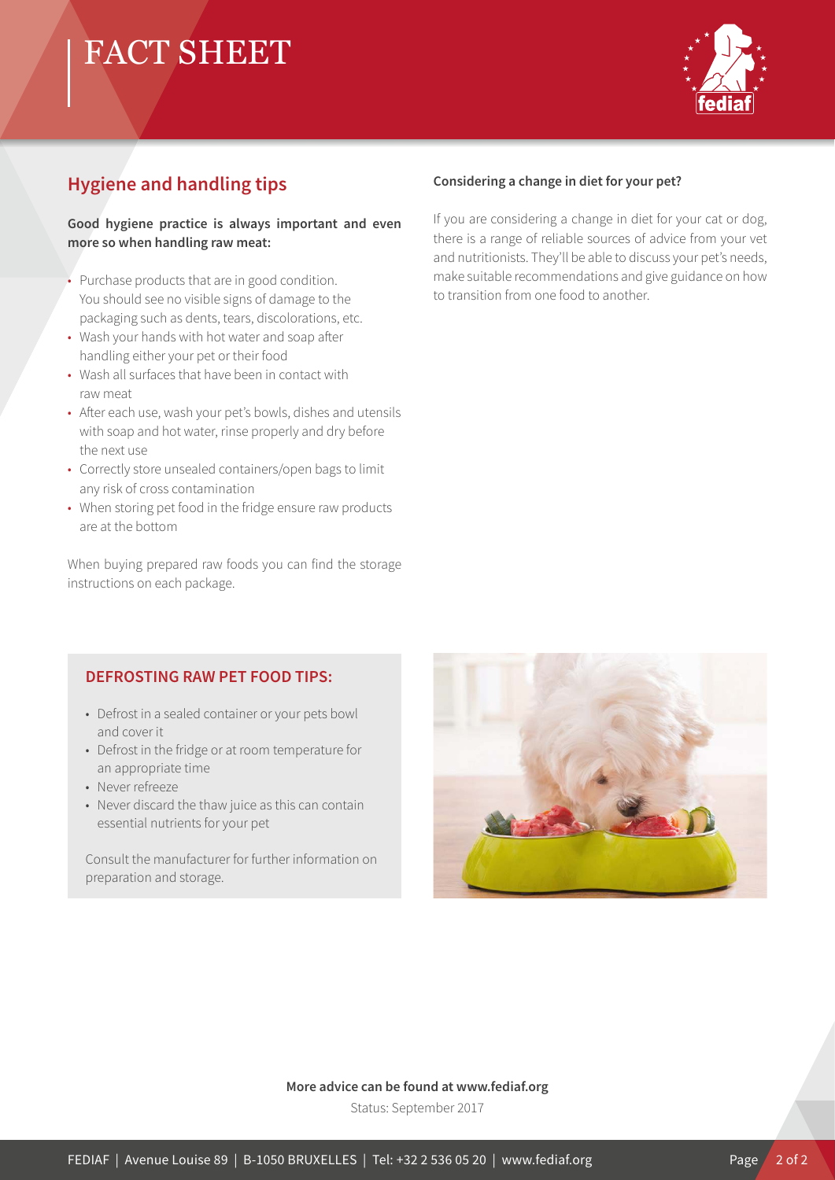# FACT SHEET

## Hygiene and handling tips

**Good hygiene practice is always important and even more so when handling raw meat:**

- Purchase products that are in good condition. You should see no visible signs of damage to the packaging such as dents, tears, discolorations, etc.
- Wash your hands with hot water and soap after handling either your pet or their food
- Wash all surfaces that have been in contact with raw meat
- After each use, wash your pet's bowls, dishes and utensils with soap and hot water, rinse properly and dry before the next use
- Correctly store unsealed containers/open bags to limit any risk of cross contamination
- When storing pet food in the fridge ensure raw products are at the bottom

When buying prepared raw foods you can find the storage instructions on each package.

**Considering a change in diet for your pet?**

If you are considering a change in diet for your cat or dog, there is a range of reliable sources of advice from your vet and nutritionists. They'll be able to discuss your pet's needs, make suitable recommendations and give guidance on how to transition from one food to another.

### DEFROSTING RAW PET FOOD TIPS:

- Defrost in a sealed container or your pets bowl and cover it
- Defrost in the fridge or at room temperature for an appropriate time
- Never refreeze
- Never discard the thaw juice as this can contain essential nutrients for your pet

Consult the manufacturer for further information on preparation and storage.

**More advice can be found at www.fediaf.org**

Status: September 2017

FEDIAF | Avenue Louise 89 | B-1050 BRUXELLES | Tel: +32 2 536 05 20 | www.fediaf.org